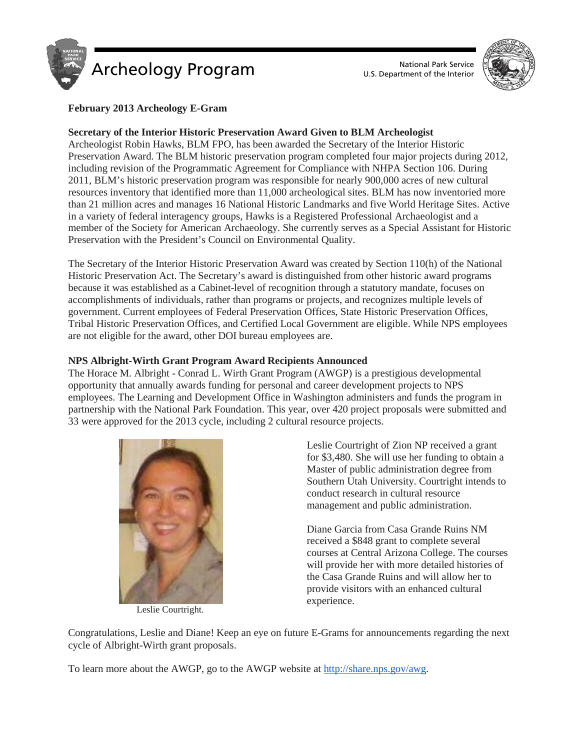# Archeology Program

National Park Service
U.S. Department of the Interior

**February 2013 Archeology E-Gram**

## Secretary of the Interior Historic Preservation Award Given to BLM Archeologist

Archeologist Robin Hawks, BLM FPO, has been awarded the Secretary of the Interior Historic Preservation Award. The BLM historic preservation program completed four major projects during 2012, including revision of the Programmatic Agreement for Compliance with NHPA Section 106. During 2011, BLM's historic preservation program was responsible for nearly 900,000 acres of new cultural resources inventory that identified more than 11,000 archeological sites. BLM has now inventoried more than 21 million acres and manages 16 National Historic Landmarks and five World Heritage Sites. Active in a variety of federal interagency groups, Hawks is a Registered Professional Archaeologist and a member of the Society for American Archaeology. She currently serves as a Special Assistant for Historic Preservation with the President's Council on Environmental Quality.

The Secretary of the Interior Historic Preservation Award was created by Section 110(h) of the National Historic Preservation Act. The Secretary's award is distinguished from other historic award programs because it was established as a Cabinet-level of recognition through a statutory mandate, focuses on accomplishments of individuals, rather than programs or projects, and recognizes multiple levels of government. Current employees of Federal Preservation Offices, State Historic Preservation Offices, Tribal Historic Preservation Offices, and Certified Local Government are eligible. While NPS employees are not eligible for the award, other DOI bureau employees are.

## NPS Albright-Wirth Grant Program Award Recipients Announced

The Horace M. Albright - Conrad L. Wirth Grant Program (AWGP) is a prestigious developmental opportunity that annually awards funding for personal and career development projects to NPS employees. The Learning and Development Office in Washington administers and funds the program in partnership with the National Park Foundation. This year, over 420 project proposals were submitted and 33 were approved for the 2013 cycle, including 2 cultural resource projects.

Leslie Courtright.

Leslie Courtright of Zion NP received a grant for $3,480. She will use her funding to obtain a Master of public administration degree from Southern Utah University. Courtright intends to conduct research in cultural resource management and public administration.

Diane Garcia from Casa Grande Ruins NM received a $848 grant to complete several courses at Central Arizona College. The courses will provide her with more detailed histories of the Casa Grande Ruins and will allow her to provide visitors with an enhanced cultural experience.

Congratulations, Leslie and Diane! Keep an eye on future E-Grams for announcements regarding the next cycle of Albright-Wirth grant proposals.

To learn more about the AWGP, go to the AWGP website at http://share.nps.gov/awg.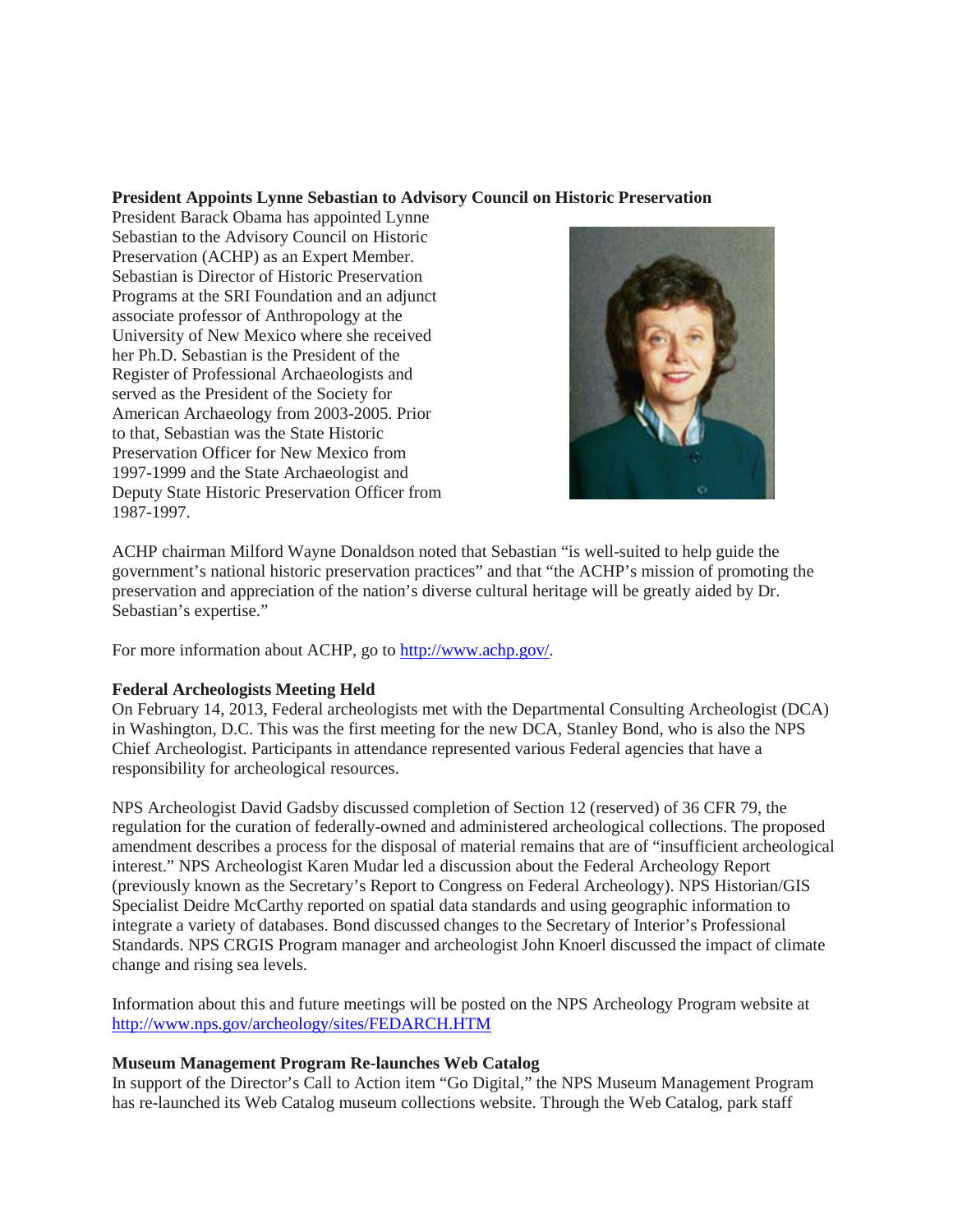**President Appoints Lynne Sebastian to Advisory Council on Historic Preservation**

President Barack Obama has appointed Lynne Sebastian to the Advisory Council on Historic Preservation (ACHP) as an Expert Member. Sebastian is Director of Historic Preservation Programs at the SRI Foundation and an adjunct associate professor of Anthropology at the University of New Mexico where she received her Ph.D. Sebastian is the President of the Register of Professional Archaeologists and served as the President of the Society for American Archaeology from 2003-2005. Prior to that, Sebastian was the State Historic Preservation Officer for New Mexico from 1997-1999 and the State Archaeologist and Deputy State Historic Preservation Officer from 1987-1997.

ACHP chairman Milford Wayne Donaldson noted that Sebastian "is well-suited to help guide the government's national historic preservation practices" and that "the ACHP's mission of promoting the preservation and appreciation of the nation's diverse cultural heritage will be greatly aided by Dr. Sebastian's expertise."

For more information about ACHP, go to [http://www.achp.gov/](http://www.achp.gov/).

**Federal Archeologists Meeting Held**

On February 14, 2013, Federal archeologists met with the Departmental Consulting Archeologist (DCA) in Washington, D.C. This was the first meeting for the new DCA, Stanley Bond, who is also the NPS Chief Archeologist. Participants in attendance represented various Federal agencies that have a responsibility for archeological resources.

NPS Archeologist David Gadsby discussed completion of Section 12 (reserved) of 36 CFR 79, the regulation for the curation of federally-owned and administered archeological collections. The proposed amendment describes a process for the disposal of material remains that are of "insufficient archeological interest." NPS Archeologist Karen Mudar led a discussion about the Federal Archeology Report (previously known as the Secretary's Report to Congress on Federal Archeology). NPS Historian/GIS Specialist Deidre McCarthy reported on spatial data standards and using geographic information to integrate a variety of databases. Bond discussed changes to the Secretary of Interior's Professional Standards. NPS CRGIS Program manager and archeologist John Knoerl discussed the impact of climate change and rising sea levels.

Information about this and future meetings will be posted on the NPS Archeology Program website at [http://www.nps.gov/archeology/sites/FEDARCH.HTM](http://www.nps.gov/archeology/sites/FEDARCH.HTM)

**Museum Management Program Re-launches Web Catalog**

In support of the Director's Call to Action item "Go Digital," the NPS Museum Management Program has re-launched its Web Catalog museum collections website. Through the Web Catalog, park staff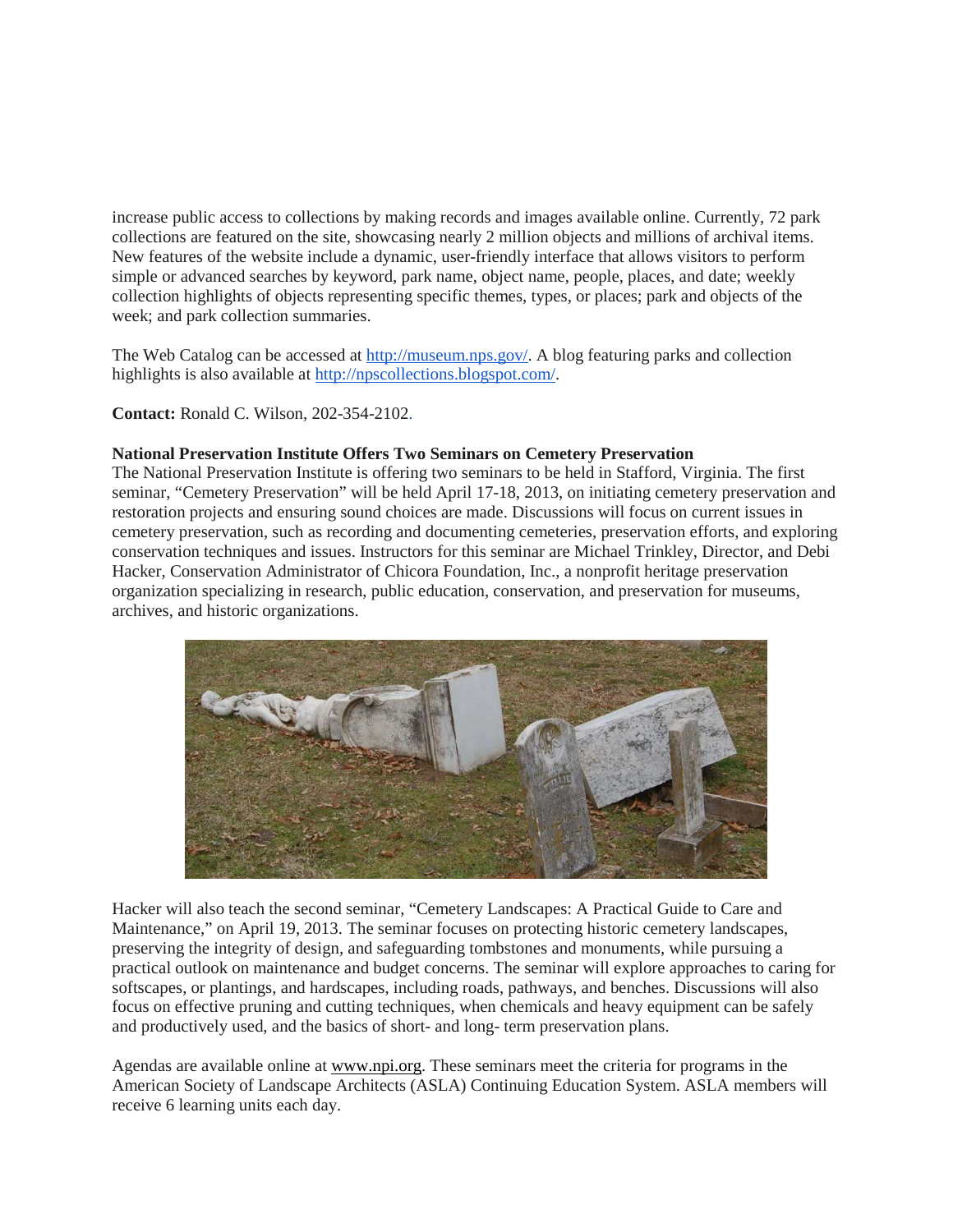increase public access to collections by making records and images available online. Currently, 72 park collections are featured on the site, showcasing nearly 2 million objects and millions of archival items. New features of the website include a dynamic, user-friendly interface that allows visitors to perform simple or advanced searches by keyword, park name, object name, people, places, and date; weekly collection highlights of objects representing specific themes, types, or places; park and objects of the week; and park collection summaries.

The Web Catalog can be accessed at http://museum.nps.gov/. A blog featuring parks and collection highlights is also available at http://npscollections.blogspot.com/.

**Contact:** Ronald C. Wilson, 202-354-2102.

**National Preservation Institute Offers Two Seminars on Cemetery Preservation**

The National Preservation Institute is offering two seminars to be held in Stafford, Virginia. The first seminar, "Cemetery Preservation" will be held April 17-18, 2013, on initiating cemetery preservation and restoration projects and ensuring sound choices are made. Discussions will focus on current issues in cemetery preservation, such as recording and documenting cemeteries, preservation efforts, and exploring conservation techniques and issues. Instructors for this seminar are Michael Trinkley, Director, and Debi Hacker, Conservation Administrator of Chicora Foundation, Inc., a nonprofit heritage preservation organization specializing in research, public education, conservation, and preservation for museums, archives, and historic organizations.

Hacker will also teach the second seminar, "Cemetery Landscapes: A Practical Guide to Care and Maintenance," on April 19, 2013. The seminar focuses on protecting historic cemetery landscapes, preserving the integrity of design, and safeguarding tombstones and monuments, while pursuing a practical outlook on maintenance and budget concerns. The seminar will explore approaches to caring for softscapes, or plantings, and hardscapes, including roads, pathways, and benches. Discussions will also focus on effective pruning and cutting techniques, when chemicals and heavy equipment can be safely and productively used, and the basics of short- and long- term preservation plans.

Agendas are available online at www.npi.org. These seminars meet the criteria for programs in the American Society of Landscape Architects (ASLA) Continuing Education System. ASLA members will receive 6 learning units each day.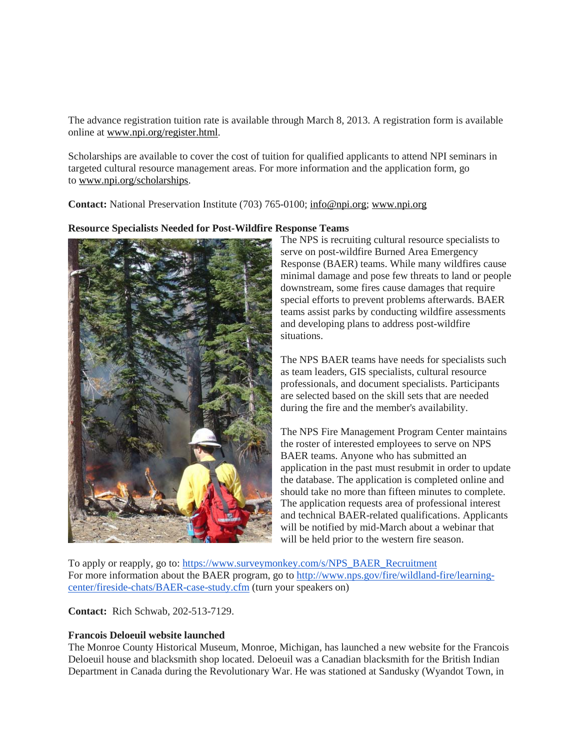The advance registration tuition rate is available through March 8, 2013. A registration form is available online at www.npi.org/register.html.

Scholarships are available to cover the cost of tuition for qualified applicants to attend NPI seminars in targeted cultural resource management areas. For more information and the application form, go to www.npi.org/scholarships.

**Contact:** National Preservation Institute (703) 765-0100; info@npi.org; www.npi.org

**Resource Specialists Needed for Post-Wildfire Response Teams**

The NPS is recruiting cultural resource specialists to serve on post-wildfire Burned Area Emergency Response (BAER) teams. While many wildfires cause minimal damage and pose few threats to land or people downstream, some fires cause damages that require special efforts to prevent problems afterwards. BAER teams assist parks by conducting wildfire assessments and developing plans to address post-wildfire situations.

The NPS BAER teams have needs for specialists such as team leaders, GIS specialists, cultural resource professionals, and document specialists. Participants are selected based on the skill sets that are needed during the fire and the member's availability.

The NPS Fire Management Program Center maintains the roster of interested employees to serve on NPS BAER teams. Anyone who has submitted an application in the past must resubmit in order to update the database. The application is completed online and should take no more than fifteen minutes to complete. The application requests area of professional interest and technical BAER-related qualifications. Applicants will be notified by mid-March about a webinar that will be held prior to the western fire season.

To apply or reapply, go to: https://www.surveymonkey.com/s/NPS_BAER_Recruitment
For more information about the BAER program, go to http://www.nps.gov/fire/wildland-fire/learning-center/fireside-chats/BAER-case-study.cfm (turn your speakers on)

**Contact:** Rich Schwab, 202-513-7129.

**Francois Deloeuil website launched**

The Monroe County Historical Museum, Monroe, Michigan, has launched a new website for the Francois Deloeuil house and blacksmith shop located. Deloeuil was a Canadian blacksmith for the British Indian Department in Canada during the Revolutionary War. He was stationed at Sandusky (Wyandot Town, in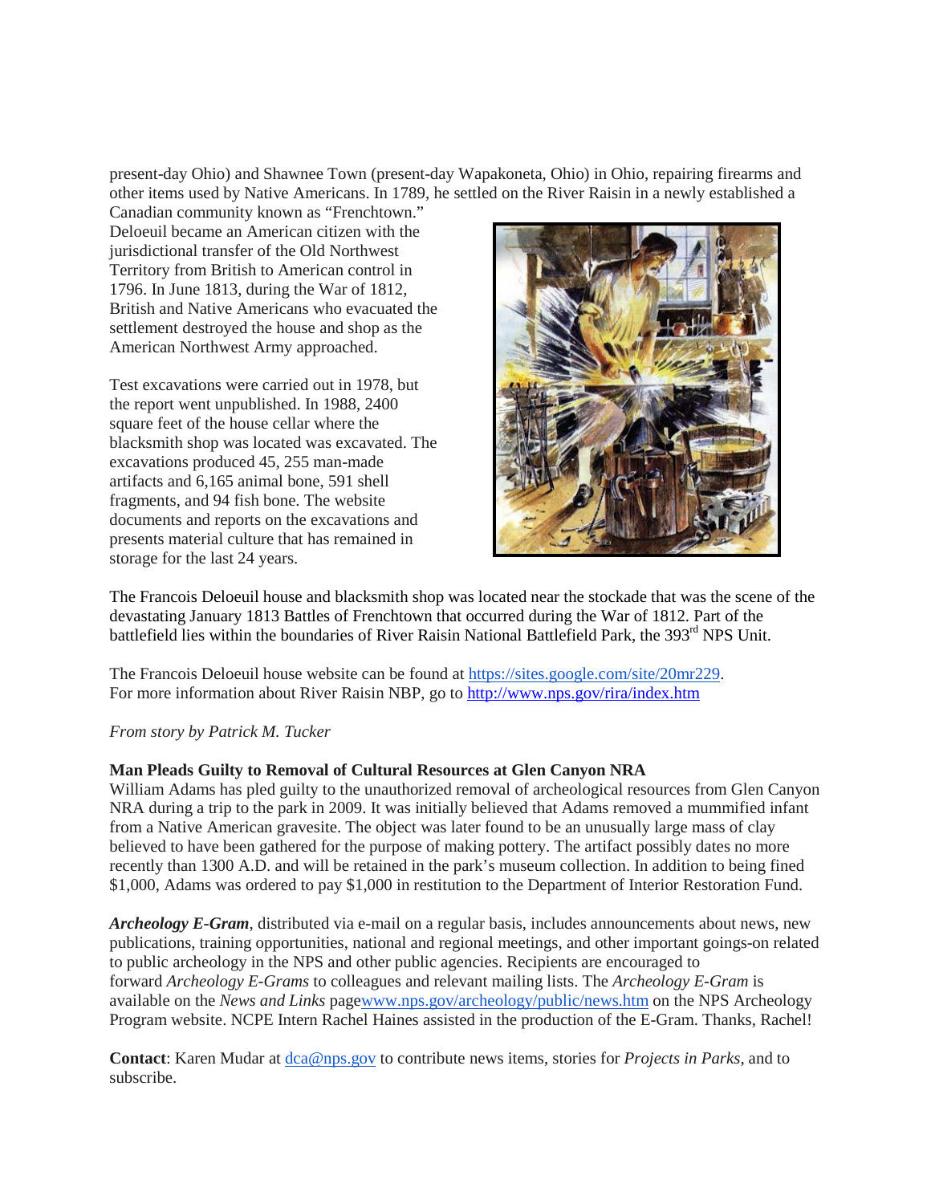present-day Ohio) and Shawnee Town (present-day Wapakoneta, Ohio) in Ohio, repairing firearms and other items used by Native Americans. In 1789, he settled on the River Raisin in a newly established a Canadian community known as "Frenchtown." Deloeuil became an American citizen with the jurisdictional transfer of the Old Northwest Territory from British to American control in 1796. In June 1813, during the War of 1812, British and Native Americans who evacuated the settlement destroyed the house and shop as the American Northwest Army approached.

Test excavations were carried out in 1978, but the report went unpublished. In 1988, 2400 square feet of the house cellar where the blacksmith shop was located was excavated. The excavations produced 45, 255 man-made artifacts and 6,165 animal bone, 591 shell fragments, and 94 fish bone. The website documents and reports on the excavations and presents material culture that has remained in storage for the last 24 years.

The Francois Deloeuil house and blacksmith shop was located near the stockade that was the scene of the devastating January 1813 Battles of Frenchtown that occurred during the War of 1812. Part of the battlefield lies within the boundaries of River Raisin National Battlefield Park, the 393rd NPS Unit.

The Francois Deloeuil house website can be found at https://sites.google.com/site/20mr229.
For more information about River Raisin NBP, go to http://www.nps.gov/rira/index.htm

*From story by Patrick M. Tucker*

**Man Pleads Guilty to Removal of Cultural Resources at Glen Canyon NRA**
William Adams has pled guilty to the unauthorized removal of archeological resources from Glen Canyon NRA during a trip to the park in 2009. It was initially believed that Adams removed a mummified infant from a Native American gravesite. The object was later found to be an unusually large mass of clay believed to have been gathered for the purpose of making pottery. The artifact possibly dates no more recently than 1300 A.D. and will be retained in the park's museum collection. In addition to being fined $1,000, Adams was ordered to pay $1,000 in restitution to the Department of Interior Restoration Fund.

***Archeology E-Gram***, distributed via e-mail on a regular basis, includes announcements about news, new publications, training opportunities, national and regional meetings, and other important goings-on related to public archeology in the NPS and other public agencies. Recipients are encouraged to forward *Archeology E-Grams* to colleagues and relevant mailing lists. The *Archeology E-Gram* is available on the *News and Links* pagewww.nps.gov/archeology/public/news.htm on the NPS Archeology Program website. NCPE Intern Rachel Haines assisted in the production of the E-Gram. Thanks, Rachel!

**Contact**: Karen Mudar at dca@nps.gov to contribute news items, stories for *Projects in Parks*, and to subscribe.